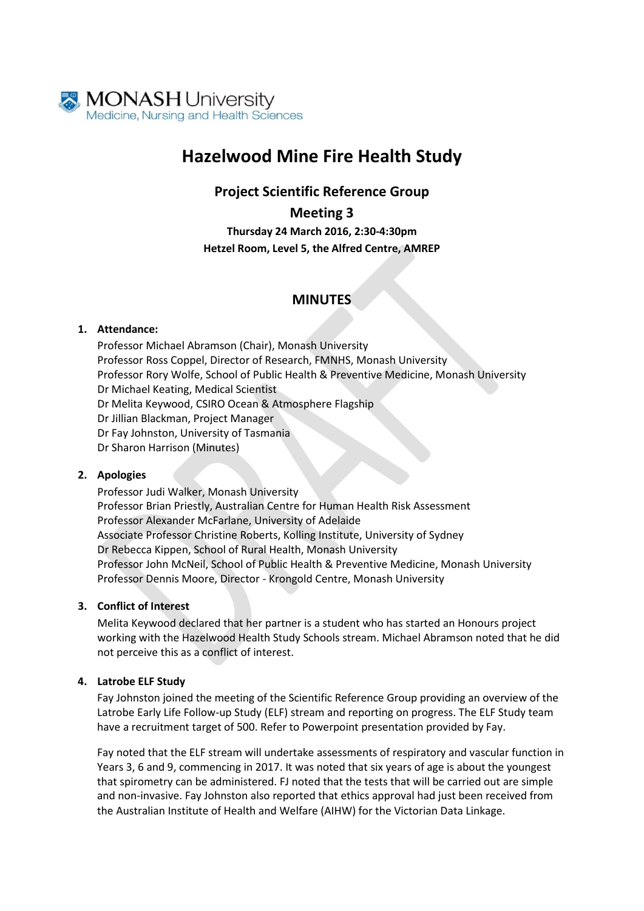MONASH University
Medicine, Nursing and Health Sciences

# Hazelwood Mine Fire Health Study

## Project Scientific Reference Group

## Meeting 3

**Thursday 24 March 2016, 2:30-4:30pm**

**Hetzel Room, Level 5, the Alfred Centre, AMREP**

## MINUTES

1. **Attendance:**

   Professor Michael Abramson (Chair), Monash University
   Professor Ross Coppel, Director of Research, FMNHS, Monash University
   Professor Rory Wolfe, School of Public Health & Preventive Medicine, Monash University
   Dr Michael Keating, Medical Scientist
   Dr Melita Keywood, CSIRO Ocean & Atmosphere Flagship
   Dr Jillian Blackman, Project Manager
   Dr Fay Johnston, University of Tasmania
   Dr Sharon Harrison (Minutes)

2. **Apologies**

   Professor Judi Walker, Monash University
   Professor Brian Priestly, Australian Centre for Human Health Risk Assessment
   Professor Alexander McFarlane, University of Adelaide
   Associate Professor Christine Roberts, Kolling Institute, University of Sydney
   Dr Rebecca Kippen, School of Rural Health, Monash University
   Professor John McNeil, School of Public Health & Preventive Medicine, Monash University
   Professor Dennis Moore, Director - Krongold Centre, Monash University

3. **Conflict of Interest**

   Melita Keywood declared that her partner is a student who has started an Honours project working with the Hazelwood Health Study Schools stream. Michael Abramson noted that he did not perceive this as a conflict of interest.

4. **Latrobe ELF Study**

   Fay Johnston joined the meeting of the Scientific Reference Group providing an overview of the Latrobe Early Life Follow-up Study (ELF) stream and reporting on progress. The ELF Study team have a recruitment target of 500. Refer to Powerpoint presentation provided by Fay.

   Fay noted that the ELF stream will undertake assessments of respiratory and vascular function in Years 3, 6 and 9, commencing in 2017. It was noted that six years of age is about the youngest that spirometry can be administered. FJ noted that the tests that will be carried out are simple and non-invasive. Fay Johnston also reported that ethics approval had just been received from the Australian Institute of Health and Welfare (AIHW) for the Victorian Data Linkage.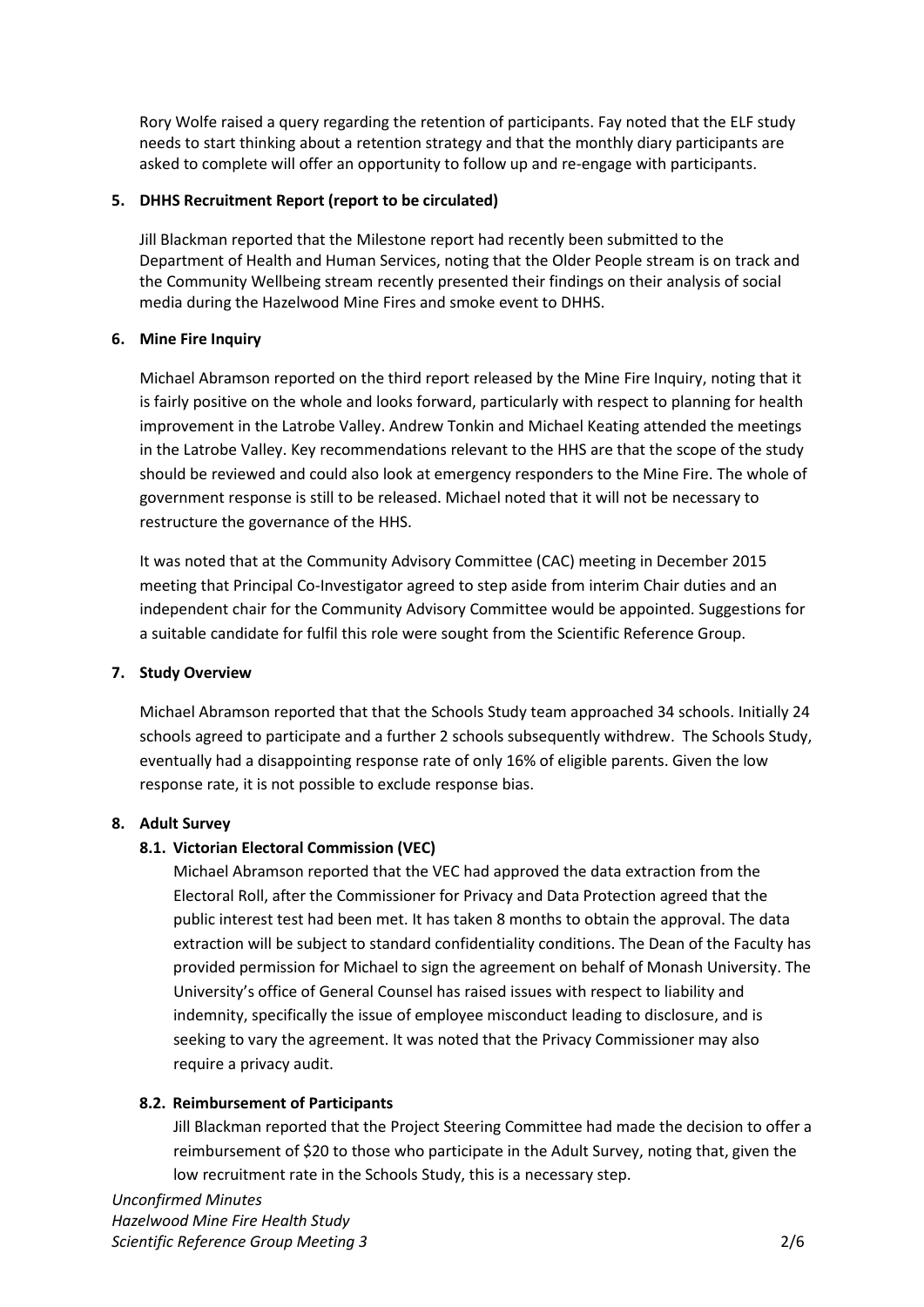Rory Wolfe raised a query regarding the retention of participants. Fay noted that the ELF study needs to start thinking about a retention strategy and that the monthly diary participants are asked to complete will offer an opportunity to follow up and re-engage with participants.

## 5. DHHS Recruitment Report (report to be circulated)

Jill Blackman reported that the Milestone report had recently been submitted to the Department of Health and Human Services, noting that the Older People stream is on track and the Community Wellbeing stream recently presented their findings on their analysis of social media during the Hazelwood Mine Fires and smoke event to DHHS.

## 6. Mine Fire Inquiry

Michael Abramson reported on the third report released by the Mine Fire Inquiry, noting that it is fairly positive on the whole and looks forward, particularly with respect to planning for health improvement in the Latrobe Valley. Andrew Tonkin and Michael Keating attended the meetings in the Latrobe Valley. Key recommendations relevant to the HHS are that the scope of the study should be reviewed and could also look at emergency responders to the Mine Fire. The whole of government response is still to be released. Michael noted that it will not be necessary to restructure the governance of the HHS.

It was noted that at the Community Advisory Committee (CAC) meeting in December 2015 meeting that Principal Co-Investigator agreed to step aside from interim Chair duties and an independent chair for the Community Advisory Committee would be appointed. Suggestions for a suitable candidate for fulfil this role were sought from the Scientific Reference Group.

## 7. Study Overview

Michael Abramson reported that that the Schools Study team approached 34 schools. Initially 24 schools agreed to participate and a further 2 schools subsequently withdrew. The Schools Study, eventually had a disappointing response rate of only 16% of eligible parents. Given the low response rate, it is not possible to exclude response bias.

## 8. Adult Survey

### 8.1. Victorian Electoral Commission (VEC)

Michael Abramson reported that the VEC had approved the data extraction from the Electoral Roll, after the Commissioner for Privacy and Data Protection agreed that the public interest test had been met. It has taken 8 months to obtain the approval. The data extraction will be subject to standard confidentiality conditions. The Dean of the Faculty has provided permission for Michael to sign the agreement on behalf of Monash University. The University's office of General Counsel has raised issues with respect to liability and indemnity, specifically the issue of employee misconduct leading to disclosure, and is seeking to vary the agreement. It was noted that the Privacy Commissioner may also require a privacy audit.

### 8.2. Reimbursement of Participants

Jill Blackman reported that the Project Steering Committee had made the decision to offer a reimbursement of $20 to those who participate in the Adult Survey, noting that, given the low recruitment rate in the Schools Study, this is a necessary step.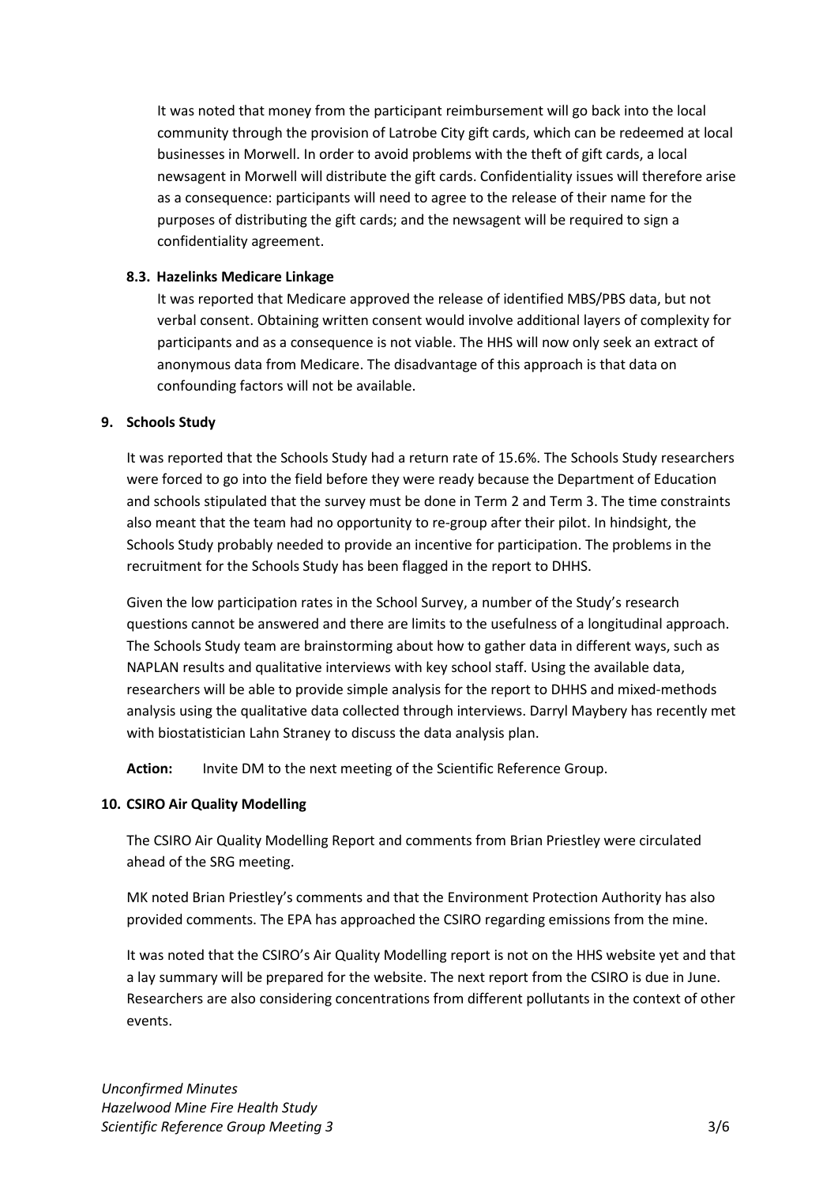It was noted that money from the participant reimbursement will go back into the local community through the provision of Latrobe City gift cards, which can be redeemed at local businesses in Morwell. In order to avoid problems with the theft of gift cards, a local newsagent in Morwell will distribute the gift cards. Confidentiality issues will therefore arise as a consequence: participants will need to agree to the release of their name for the purposes of distributing the gift cards; and the newsagent will be required to sign a confidentiality agreement.

### 8.3. Hazelinks Medicare Linkage

It was reported that Medicare approved the release of identified MBS/PBS data, but not verbal consent. Obtaining written consent would involve additional layers of complexity for participants and as a consequence is not viable. The HHS will now only seek an extract of anonymous data from Medicare. The disadvantage of this approach is that data on confounding factors will not be available.

## 9. Schools Study

It was reported that the Schools Study had a return rate of 15.6%. The Schools Study researchers were forced to go into the field before they were ready because the Department of Education and schools stipulated that the survey must be done in Term 2 and Term 3. The time constraints also meant that the team had no opportunity to re-group after their pilot. In hindsight, the Schools Study probably needed to provide an incentive for participation. The problems in the recruitment for the Schools Study has been flagged in the report to DHHS.

Given the low participation rates in the School Survey, a number of the Study's research questions cannot be answered and there are limits to the usefulness of a longitudinal approach. The Schools Study team are brainstorming about how to gather data in different ways, such as NAPLAN results and qualitative interviews with key school staff. Using the available data, researchers will be able to provide simple analysis for the report to DHHS and mixed-methods analysis using the qualitative data collected through interviews. Darryl Maybery has recently met with biostatistician Lahn Straney to discuss the data analysis plan.

**Action:** Invite DM to the next meeting of the Scientific Reference Group.

## 10. CSIRO Air Quality Modelling

The CSIRO Air Quality Modelling Report and comments from Brian Priestley were circulated ahead of the SRG meeting.

MK noted Brian Priestley's comments and that the Environment Protection Authority has also provided comments. The EPA has approached the CSIRO regarding emissions from the mine.

It was noted that the CSIRO's Air Quality Modelling report is not on the HHS website yet and that a lay summary will be prepared for the website. The next report from the CSIRO is due in June. Researchers are also considering concentrations from different pollutants in the context of other events.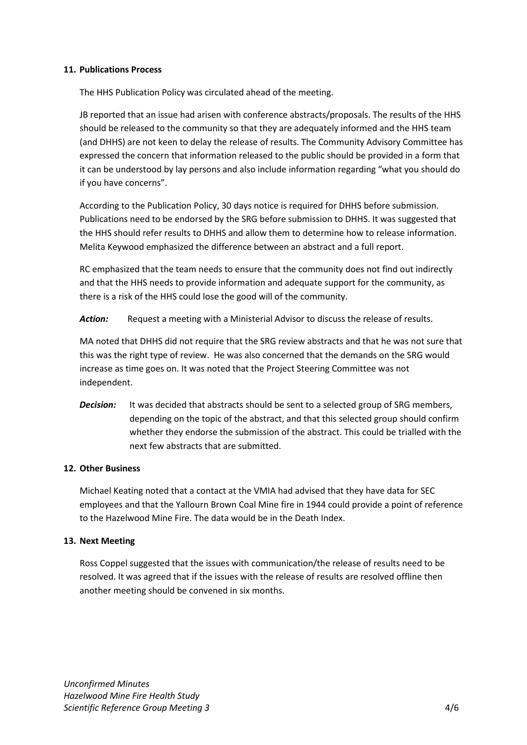**11. Publications Process**

The HHS Publication Policy was circulated ahead of the meeting.

JB reported that an issue had arisen with conference abstracts/proposals. The results of the HHS should be released to the community so that they are adequately informed and the HHS team (and DHHS) are not keen to delay the release of results. The Community Advisory Committee has expressed the concern that information released to the public should be provided in a form that it can be understood by lay persons and also include information regarding "what you should do if you have concerns".

According to the Publication Policy, 30 days notice is required for DHHS before submission. Publications need to be endorsed by the SRG before submission to DHHS. It was suggested that the HHS should refer results to DHHS and allow them to determine how to release information. Melita Keywood emphasized the difference between an abstract and a full report.

RC emphasized that the team needs to ensure that the community does not find out indirectly and that the HHS needs to provide information and adequate support for the community, as there is a risk of the HHS could lose the good will of the community.

***Action:*** Request a meeting with a Ministerial Advisor to discuss the release of results.

MA noted that DHHS did not require that the SRG review abstracts and that he was not sure that this was the right type of review. He was also concerned that the demands on the SRG would increase as time goes on. It was noted that the Project Steering Committee was not independent.

***Decision:*** It was decided that abstracts should be sent to a selected group of SRG members, depending on the topic of the abstract, and that this selected group should confirm whether they endorse the submission of the abstract. This could be trialled with the next few abstracts that are submitted.

**12. Other Business**

Michael Keating noted that a contact at the VMIA had advised that they have data for SEC employees and that the Yallourn Brown Coal Mine fire in 1944 could provide a point of reference to the Hazelwood Mine Fire. The data would be in the Death Index.

**13. Next Meeting**

Ross Coppel suggested that the issues with communication/the release of results need to be resolved. It was agreed that if the issues with the release of results are resolved offline then another meeting should be convened in six months.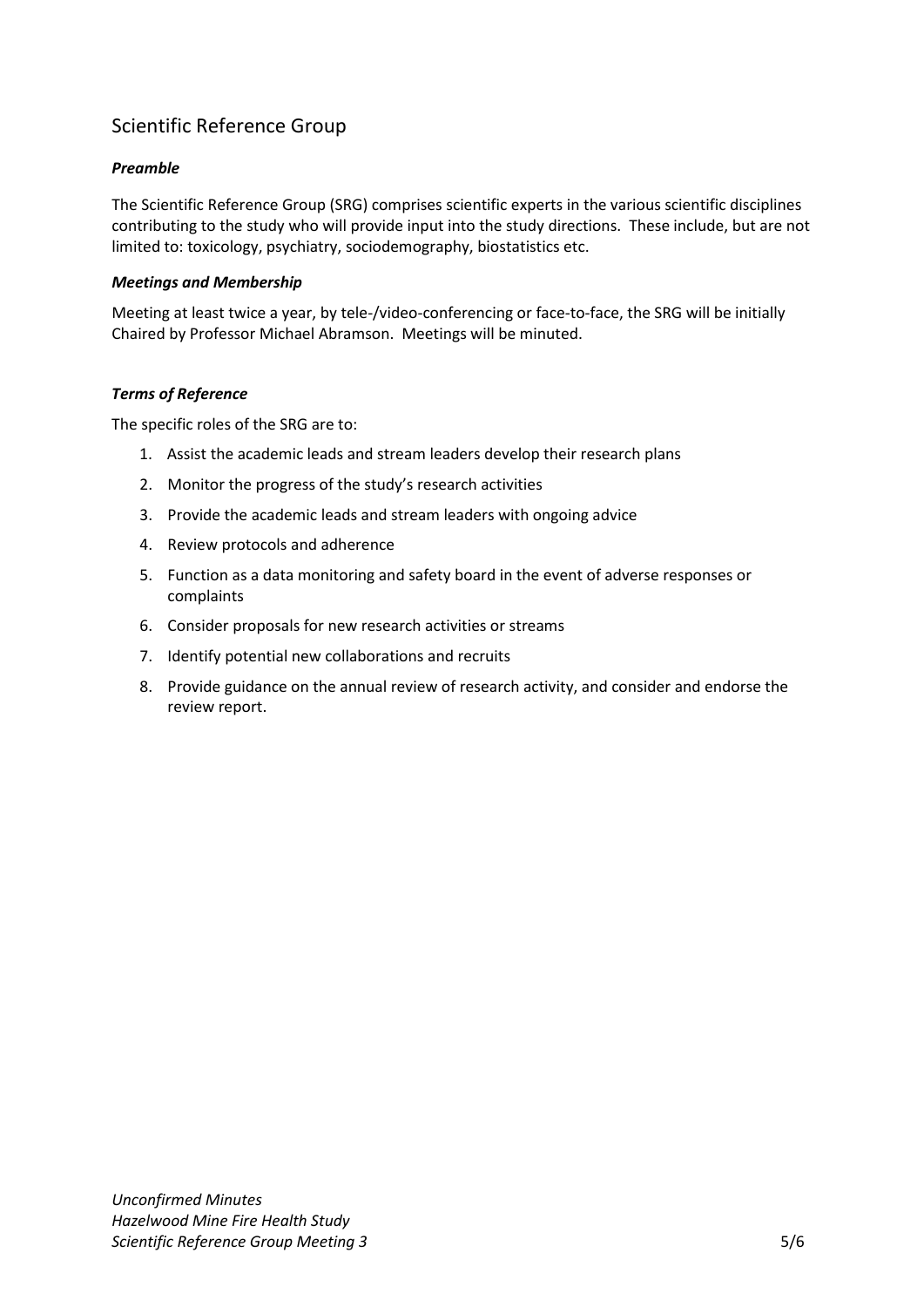## Scientific Reference Group

***Preamble***

The Scientific Reference Group (SRG) comprises scientific experts in the various scientific disciplines contributing to the study who will provide input into the study directions. These include, but are not limited to: toxicology, psychiatry, sociodemography, biostatistics etc.

***Meetings and Membership***

Meeting at least twice a year, by tele-/video-conferencing or face-to-face, the SRG will be initially Chaired by Professor Michael Abramson. Meetings will be minuted.

***Terms of Reference***

The specific roles of the SRG are to:

1. Assist the academic leads and stream leaders develop their research plans
2. Monitor the progress of the study's research activities
3. Provide the academic leads and stream leaders with ongoing advice
4. Review protocols and adherence
5. Function as a data monitoring and safety board in the event of adverse responses or complaints
6. Consider proposals for new research activities or streams
7. Identify potential new collaborations and recruits
8. Provide guidance on the annual review of research activity, and consider and endorse the review report.